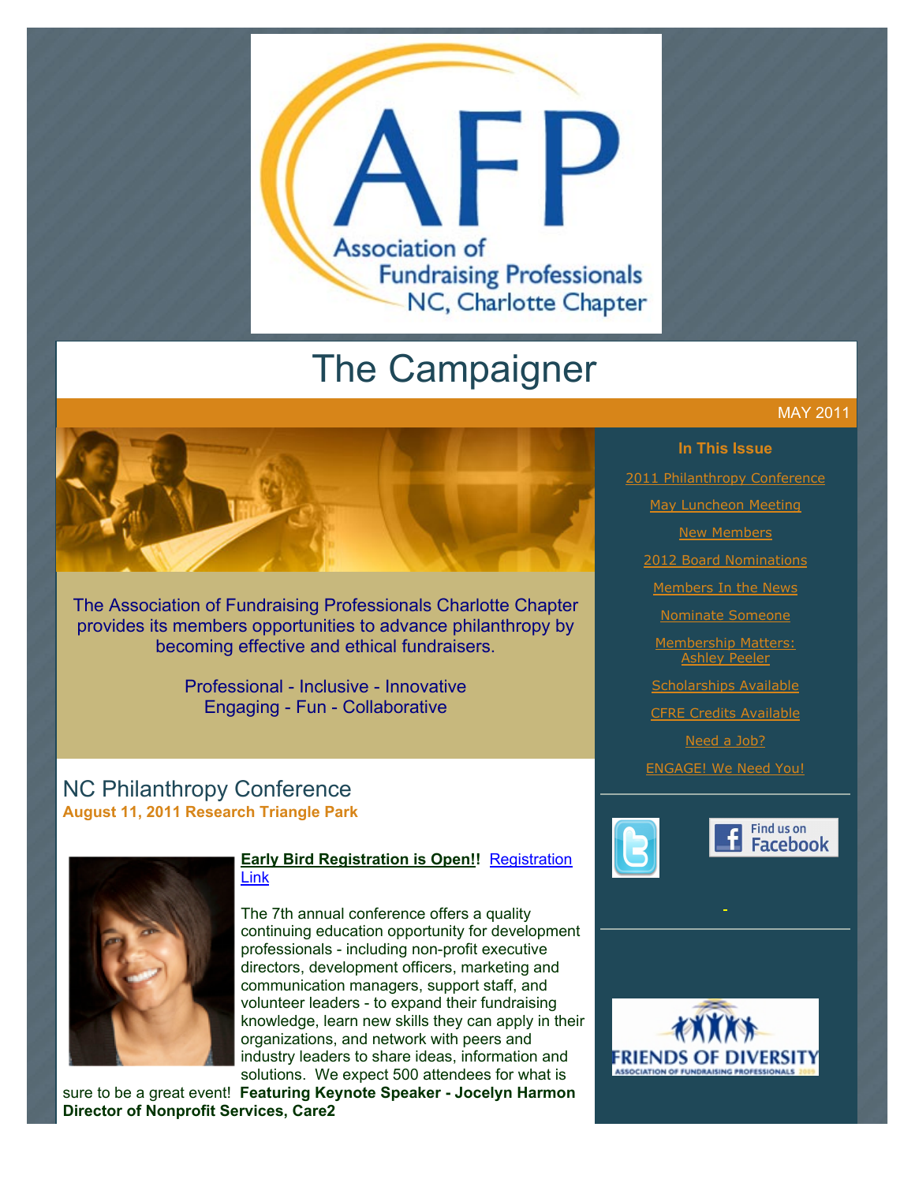Association of Fundraising Professionals NC, Charlotte Chapter

# The Campaigner

MAY 2011

The Association of Fundraising Professionals Charlotte Chapter provides its members opportunities to advance philanthropy by becoming effective and ethical fundraisers.

Professional - Inclusive - Innovative
Engaging - Fun - Collaborative

**In This Issue**

- 2011 Philanthropy Conference
- May Luncheon Meeting
- New Members
- 2012 Board Nominations
- Members In the News
- Nominate Someone
- Membership Matters: Ashley Peeler
- Scholarships Available
- CFRE Credits Available
- Need a Job?
- ENGAGE! We Need You!

## NC Philanthropy Conference

**August 11, 2011 Research Triangle Park**

**Early Bird Registration is Open!!** Registration Link

The 7th annual conference offers a quality continuing education opportunity for development professionals - including non-profit executive directors, development officers, marketing and communication managers, support staff, and volunteer leaders - to expand their fundraising knowledge, learn new skills they can apply in their organizations, and network with peers and industry leaders to share ideas, information and solutions. We expect 500 attendees for what is sure to be a great event! **Featuring Keynote Speaker - Jocelyn Harmon Director of Nonprofit Services, Care2**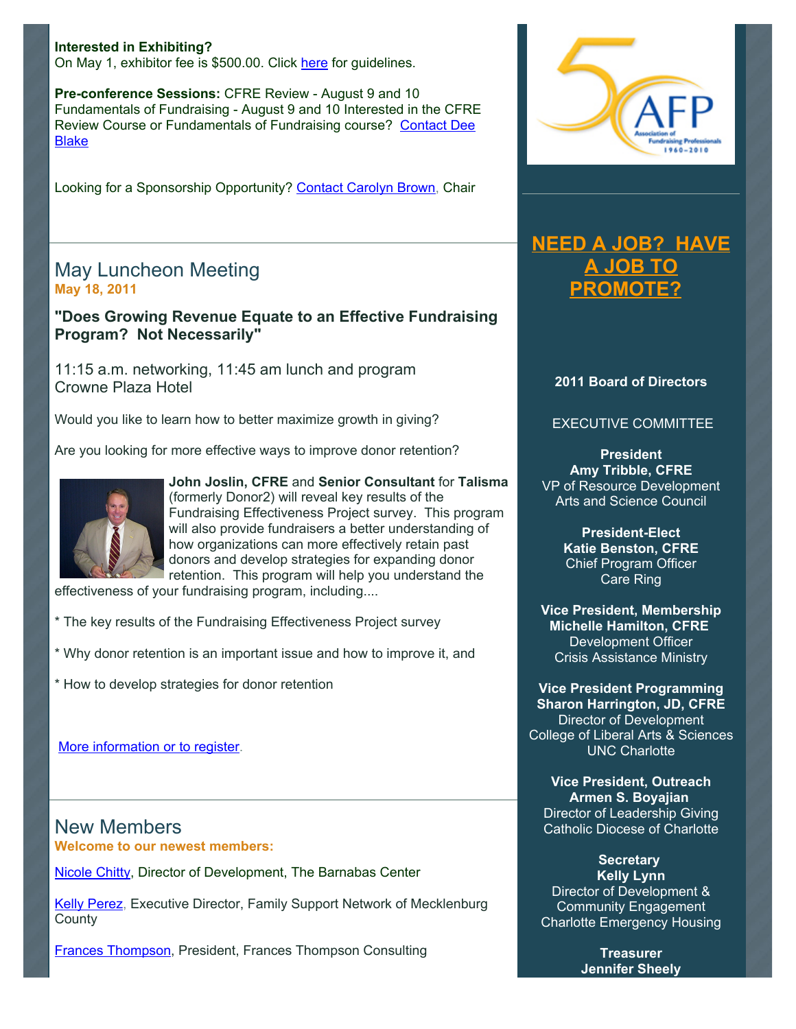**Interested in Exhibiting?**
On May 1, exhibitor fee is $500.00. Click here for guidelines.

**Pre-conference Sessions:** CFRE Review - August 9 and 10
Fundamentals of Fundraising - August 9 and 10 Interested in the CFRE Review Course or Fundamentals of Fundraising course? Contact Dee Blake

Looking for a Sponsorship Opportunity? Contact Carolyn Brown, Chair

## May Luncheon Meeting

**May 18, 2011**

### "Does Growing Revenue Equate to an Effective Fundraising Program? Not Necessarily"

11:15 a.m. networking, 11:45 am lunch and program
Crowne Plaza Hotel

Would you like to learn how to better maximize growth in giving?

Are you looking for more effective ways to improve donor retention?

**John Joslin, CFRE** and **Senior Consultant** for **Talisma** (formerly Donor2) will reveal key results of the Fundraising Effectiveness Project survey. This program will also provide fundraisers a better understanding of how organizations can more effectively retain past donors and develop strategies for expanding donor retention. This program will help you understand the effectiveness of your fundraising program, including....

* The key results of the Fundraising Effectiveness Project survey

* Why donor retention is an important issue and how to improve it, and

* How to develop strategies for donor retention

More information or to register.

## New Members

**Welcome to our newest members:**

Nicole Chitty, Director of Development, The Barnabas Center

Kelly Perez, Executive Director, Family Support Network of Mecklenburg County

Frances Thompson, President, Frances Thompson Consulting

**NEED A JOB? HAVE A JOB TO PROMOTE?**

**2011 Board of Directors**

EXECUTIVE COMMITTEE

**President**
**Amy Tribble, CFRE**
VP of Resource Development
Arts and Science Council

**President-Elect**
**Katie Benston, CFRE**
Chief Program Officer
Care Ring

**Vice President, Membership**
**Michelle Hamilton, CFRE**
Development Officer
Crisis Assistance Ministry

**Vice President Programming**
**Sharon Harrington, JD, CFRE**
Director of Development
College of Liberal Arts & Sciences
UNC Charlotte

**Vice President, Outreach**
**Armen S. Boyajian**
Director of Leadership Giving
Catholic Diocese of Charlotte

**Secretary**
**Kelly Lynn**
Director of Development & Community Engagement
Charlotte Emergency Housing

**Treasurer**
**Jennifer Sheely**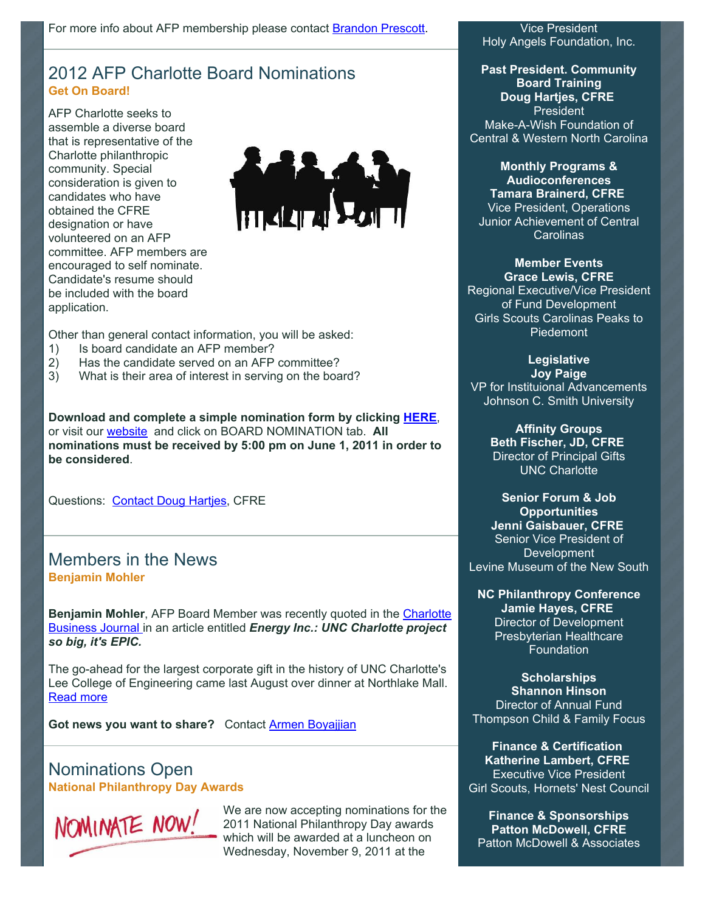For more info about AFP membership please contact Brandon Prescott.

## 2012 AFP Charlotte Board Nominations

**Get On Board!**

AFP Charlotte seeks to assemble a diverse board that is representative of the Charlotte philanthropic community. Special consideration is given to candidates who have obtained the CFRE designation or have volunteered on an AFP committee. AFP members are encouraged to self nominate. Candidate's resume should be included with the board application.

Other than general contact information, you will be asked:

1) Is board candidate an AFP member?
2) Has the candidate served on an AFP committee?
3) What is their area of interest in serving on the board?

**Download and complete a simple nomination form by clicking HERE**, or visit our website and click on BOARD NOMINATION tab. **All nominations must be received by 5:00 pm on June 1, 2011 in order to be considered**.

Questions: Contact Doug Hartjes, CFRE

## Members in the News

**Benjamin Mohler**

**Benjamin Mohler**, AFP Board Member was recently quoted in the Charlotte Business Journal in an article entitled ***Energy Inc.: UNC Charlotte project so big, it's EPIC.***

The go-ahead for the largest corporate gift in the history of UNC Charlotte's Lee College of Engineering came last August over dinner at Northlake Mall. Read more

**Got news you want to share?** Contact Armen Boyajjian

## Nominations Open

**National Philanthropy Day Awards**

NOMINATE NOW!

We are now accepting nominations for the 2011 National Philanthropy Day awards which will be awarded at a luncheon on Wednesday, November 9, 2011 at the

Vice President
Holy Angels Foundation, Inc.

**Past President. Community Board Training**
**Doug Hartjes, CFRE**
President
Make-A-Wish Foundation of Central & Western North Carolina

**Monthly Programs & Audioconferences**
**Tamara Brainerd, CFRE**
Vice President, Operations
Junior Achievement of Central Carolinas

**Member Events**
**Grace Lewis, CFRE**
Regional Executive/Vice President of Fund Development
Girls Scouts Carolinas Peaks to Piedemont

**Legislative**
**Joy Paige**
VP for Instituional Advancements
Johnson C. Smith University

**Affinity Groups**
**Beth Fischer, JD, CFRE**
Director of Principal Gifts
UNC Charlotte

**Senior Forum & Job Opportunities**
**Jenni Gaisbauer, CFRE**
Senior Vice President of Development
Levine Museum of the New South

**NC Philanthropy Conference**
**Jamie Hayes, CFRE**
Director of Development
Presbyterian Healthcare Foundation

**Scholarships**
**Shannon Hinson**
Director of Annual Fund
Thompson Child & Family Focus

**Finance & Certification**
**Katherine Lambert, CFRE**
Executive Vice President
Girl Scouts, Hornets' Nest Council

**Finance & Sponsorships**
**Patton McDowell, CFRE**
Patton McDowell & Associates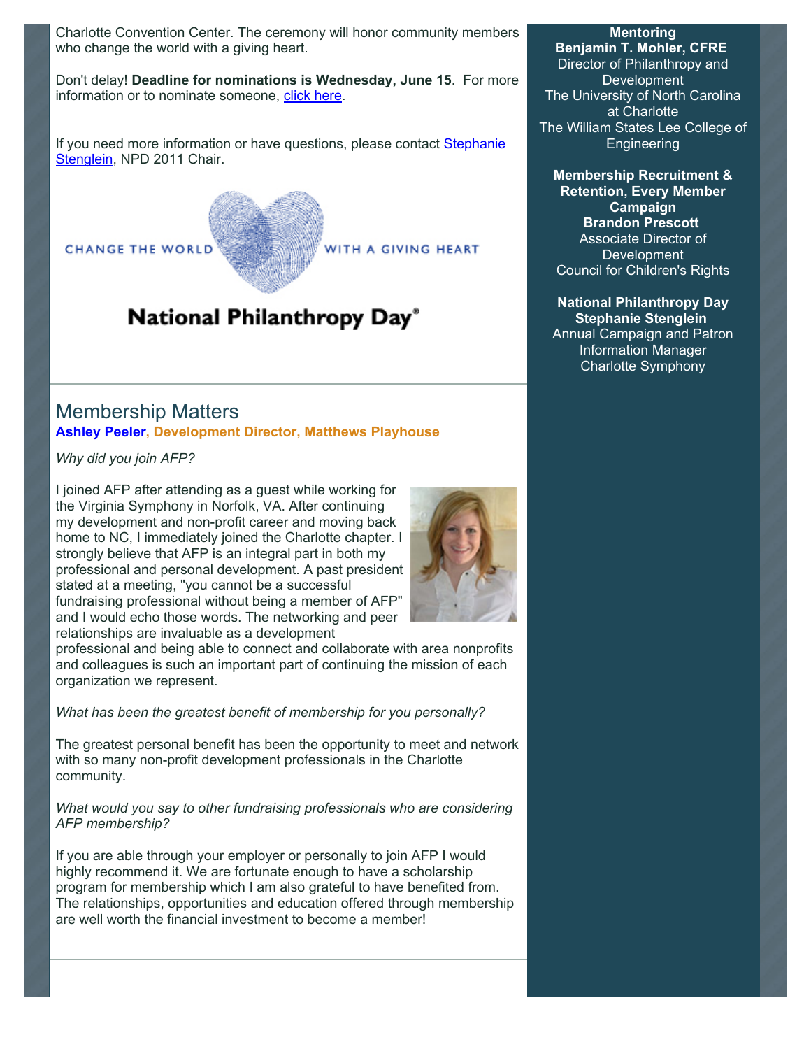Charlotte Convention Center. The ceremony will honor community members who change the world with a giving heart.

Don't delay! **Deadline for nominations is Wednesday, June 15**. For more information or to nominate someone, click here.

If you need more information or have questions, please contact Stephanie Stenglein, NPD 2011 Chair.

CHANGE THE WORLD WITH A GIVING HEART

**National Philanthropy Day®**

## Membership Matters

**Ashley Peeler, Development Director, Matthews Playhouse**

*Why did you join AFP?*

I joined AFP after attending as a guest while working for the Virginia Symphony in Norfolk, VA. After continuing my development and non-profit career and moving back home to NC, I immediately joined the Charlotte chapter. I strongly believe that AFP is an integral part in both my professional and personal development. A past president stated at a meeting, "you cannot be a successful fundraising professional without being a member of AFP" and I would echo those words. The networking and peer relationships are invaluable as a development professional and being able to connect and collaborate with area nonprofits and colleagues is such an important part of continuing the mission of each organization we represent.

*What has been the greatest benefit of membership for you personally?*

The greatest personal benefit has been the opportunity to meet and network with so many non-profit development professionals in the Charlotte community.

*What would you say to other fundraising professionals who are considering AFP membership?*

If you are able through your employer or personally to join AFP I would highly recommend it. We are fortunate enough to have a scholarship program for membership which I am also grateful to have benefited from. The relationships, opportunities and education offered through membership are well worth the financial investment to become a member!

**Mentoring**
**Benjamin T. Mohler, CFRE**
Director of Philanthropy and Development
The University of North Carolina at Charlotte
The William States Lee College of Engineering

**Membership Recruitment & Retention, Every Member Campaign**
**Brandon Prescott**
Associate Director of Development
Council for Children's Rights

**National Philanthropy Day**
**Stephanie Stenglein**
Annual Campaign and Patron Information Manager
Charlotte Symphony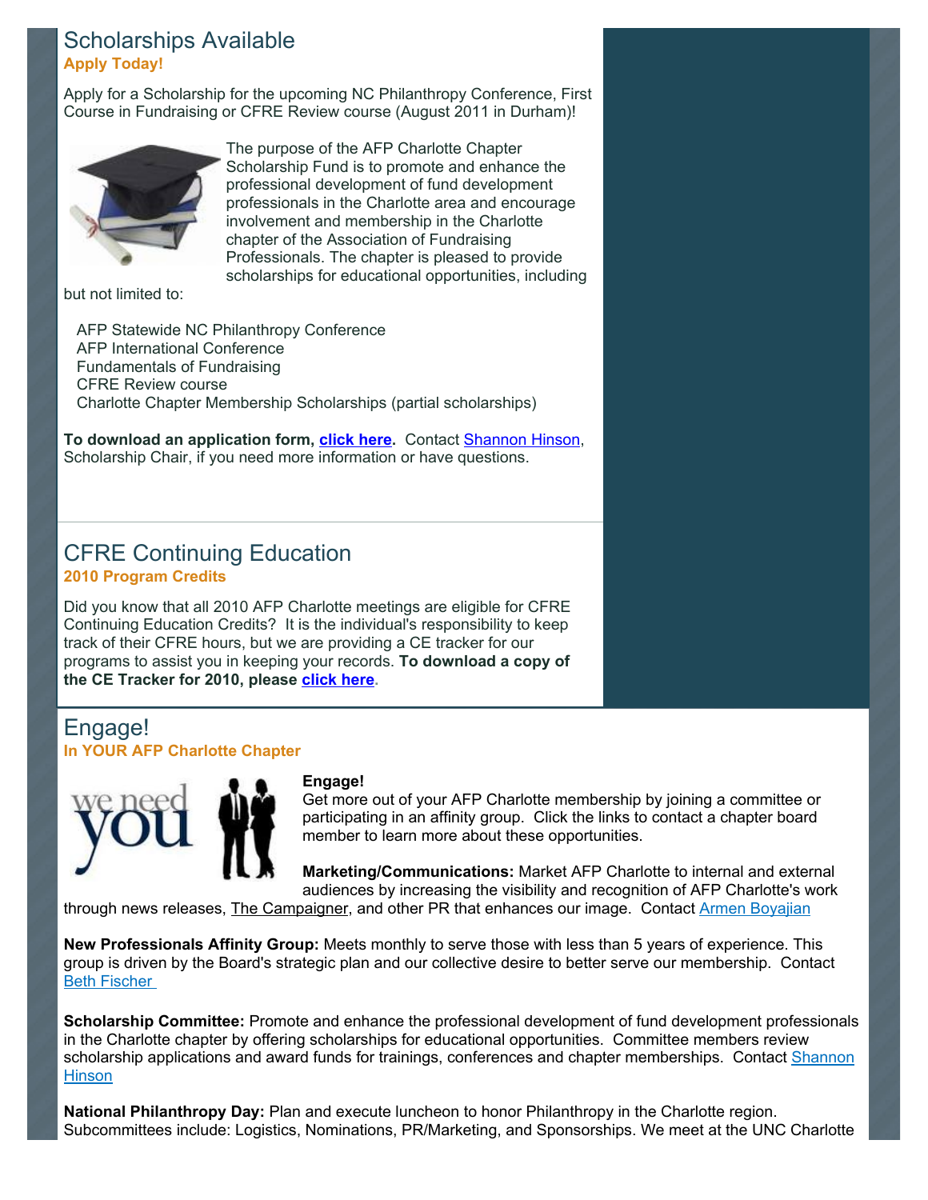## Scholarships Available

**Apply Today!**

Apply for a Scholarship for the upcoming NC Philanthropy Conference, First Course in Fundraising or CFRE Review course (August 2011 in Durham)!

The purpose of the AFP Charlotte Chapter Scholarship Fund is to promote and enhance the professional development of fund development professionals in the Charlotte area and encourage involvement and membership in the Charlotte chapter of the Association of Fundraising Professionals. The chapter is pleased to provide scholarships for educational opportunities, including but not limited to:

- AFP Statewide NC Philanthropy Conference
- AFP International Conference
- Fundamentals of Fundraising
- CFRE Review course
- Charlotte Chapter Membership Scholarships (partial scholarships)

**To download an application form, click here.** Contact Shannon Hinson, Scholarship Chair, if you need more information or have questions.

## CFRE Continuing Education

**2010 Program Credits**

Did you know that all 2010 AFP Charlotte meetings are eligible for CFRE Continuing Education Credits? It is the individual's responsibility to keep track of their CFRE hours, but we are providing a CE tracker for our programs to assist you in keeping your records. **To download a copy of the CE Tracker for 2010, please click here.**

## Engage!

**In YOUR AFP Charlotte Chapter**

**Engage!**
Get more out of your AFP Charlotte membership by joining a committee or participating in an affinity group. Click the links to contact a chapter board member to learn more about these opportunities.

**Marketing/Communications:** Market AFP Charlotte to internal and external audiences by increasing the visibility and recognition of AFP Charlotte's work through news releases, The Campaigner, and other PR that enhances our image. Contact Armen Boyajian

**New Professionals Affinity Group:** Meets monthly to serve those with less than 5 years of experience. This group is driven by the Board's strategic plan and our collective desire to better serve our membership. Contact Beth Fischer

**Scholarship Committee:** Promote and enhance the professional development of fund development professionals in the Charlotte chapter by offering scholarships for educational opportunities. Committee members review scholarship applications and award funds for trainings, conferences and chapter memberships. Contact Shannon Hinson

**National Philanthropy Day:** Plan and execute luncheon to honor Philanthropy in the Charlotte region. Subcommittees include: Logistics, Nominations, PR/Marketing, and Sponsorships. We meet at the UNC Charlotte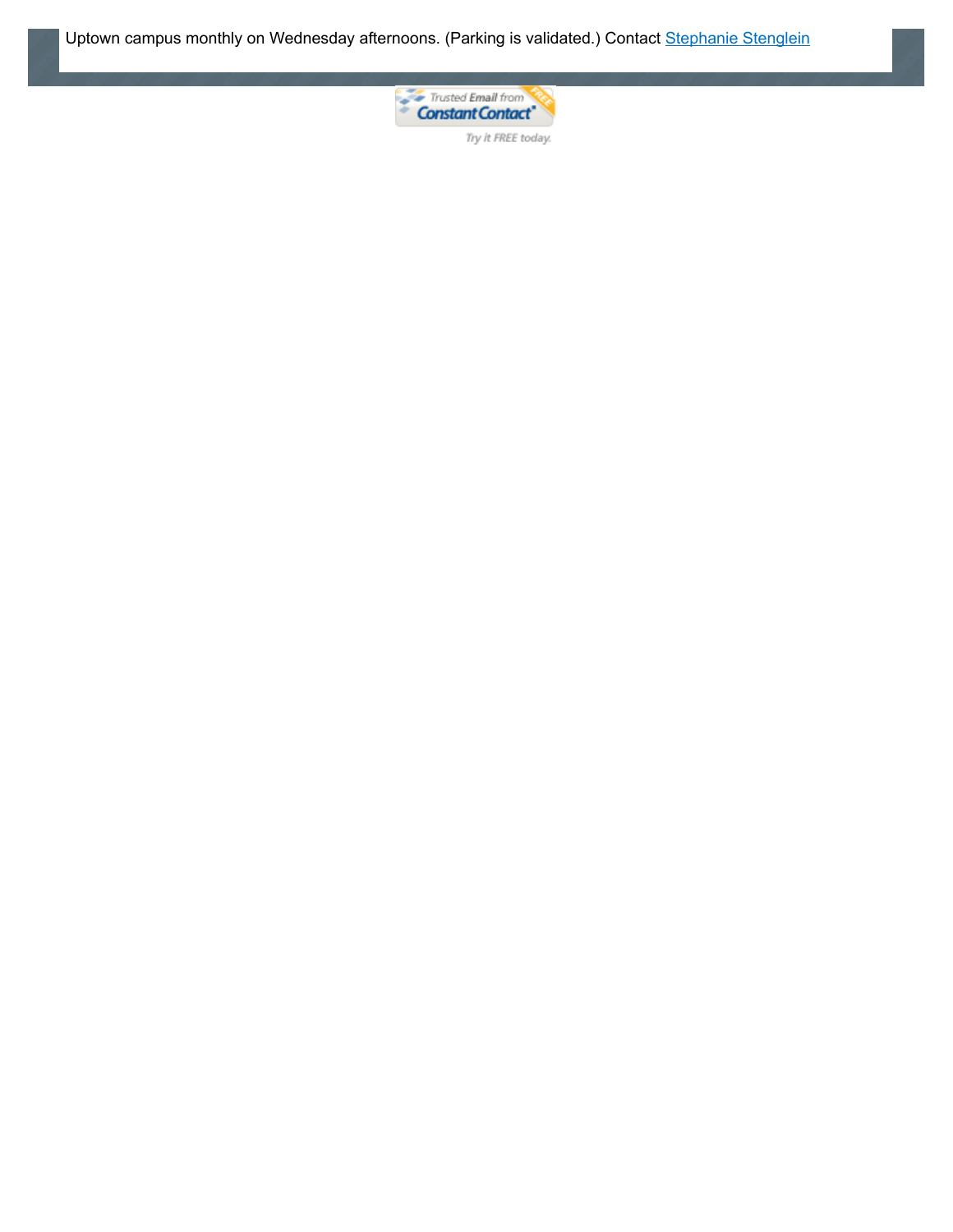Uptown campus monthly on Wednesday afternoons. (Parking is validated.) Contact Stephanie Stenglein

Trusted Email from Constant Contact

Try it FREE today.